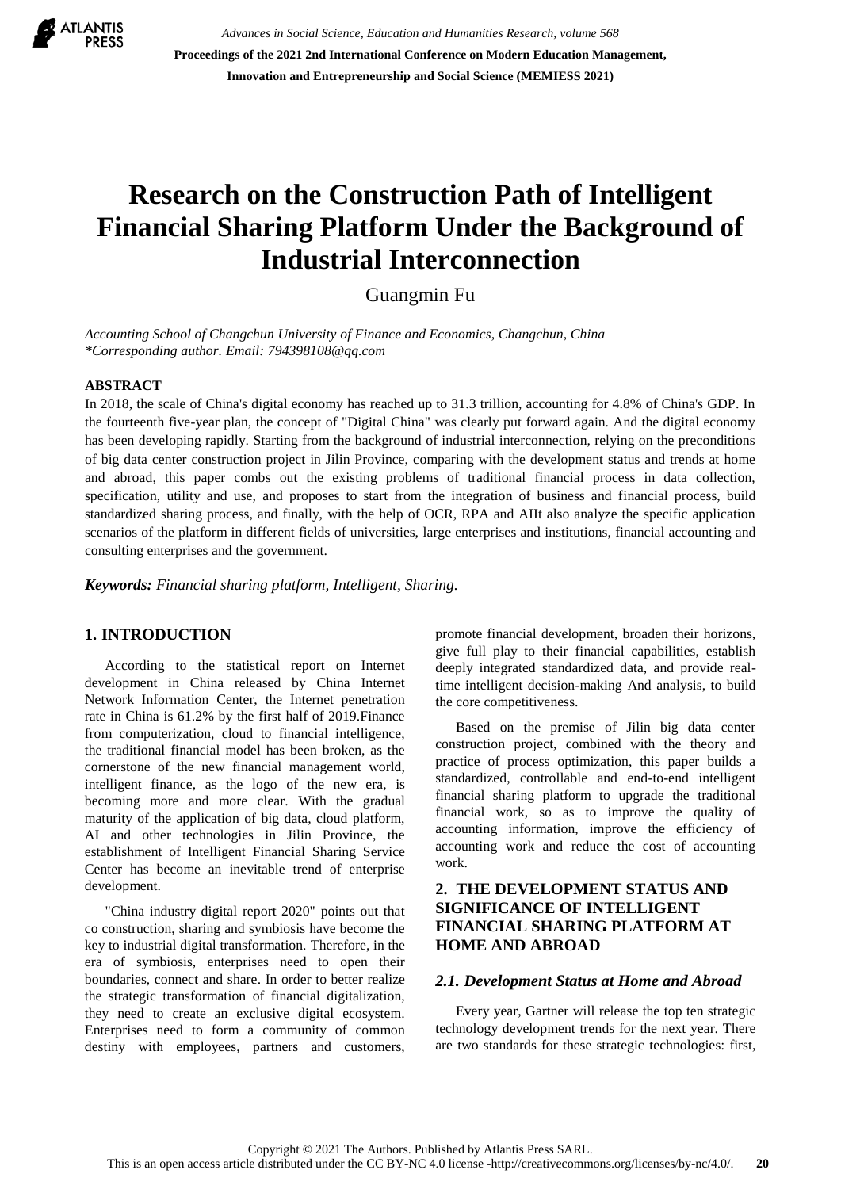# Research on the Construction Path of Intelligent Financial Sharing Platform Under the Background of Industrial Interconnection

Guangmin Fu

*Accounting School of Changchun University of Finance and Economics, Changchun, China*
*\*Corresponding author. Email: 794398108@qq.com*

## ABSTRACT

In 2018, the scale of China's digital economy has reached up to 31.3 trillion, accounting for 4.8% of China's GDP. In the fourteenth five-year plan, the concept of "Digital China" was clearly put forward again. And the digital economy has been developing rapidly. Starting from the background of industrial interconnection, relying on the preconditions of big data center construction project in Jilin Province, comparing with the development status and trends at home and abroad, this paper combs out the existing problems of traditional financial process in data collection, specification, utility and use, and proposes to start from the integration of business and financial process, build standardized sharing process, and finally, with the help of OCR, RPA and AIIt also analyze the specific application scenarios of the platform in different fields of universities, large enterprises and institutions, financial accounting and consulting enterprises and the government.

***Keywords:*** *Financial sharing platform, Intelligent, Sharing.*

## 1. INTRODUCTION

According to the statistical report on Internet development in China released by China Internet Network Information Center, the Internet penetration rate in China is 61.2% by the first half of 2019.Finance from computerization, cloud to financial intelligence, the traditional financial model has been broken, as the cornerstone of the new financial management world, intelligent finance, as the logo of the new era, is becoming more and more clear. With the gradual maturity of the application of big data, cloud platform, AI and other technologies in Jilin Province, the establishment of Intelligent Financial Sharing Service Center has become an inevitable trend of enterprise development.

"China industry digital report 2020" points out that co construction, sharing and symbiosis have become the key to industrial digital transformation. Therefore, in the era of symbiosis, enterprises need to open their boundaries, connect and share. In order to better realize the strategic transformation of financial digitalization, they need to create an exclusive digital ecosystem. Enterprises need to form a community of common destiny with employees, partners and customers, promote financial development, broaden their horizons, give full play to their financial capabilities, establish deeply integrated standardized data, and provide real-time intelligent decision-making And analysis, to build the core competitiveness.

Based on the premise of Jilin big data center construction project, combined with the theory and practice of process optimization, this paper builds a standardized, controllable and end-to-end intelligent financial sharing platform to upgrade the traditional financial work, so as to improve the quality of accounting information, improve the efficiency of accounting work and reduce the cost of accounting work.

## 2. THE DEVELOPMENT STATUS AND SIGNIFICANCE OF INTELLIGENT FINANCIAL SHARING PLATFORM AT HOME AND ABROAD

### *2.1. Development Status at Home and Abroad*

Every year, Gartner will release the top ten strategic technology development trends for the next year. There are two standards for these strategic technologies: first,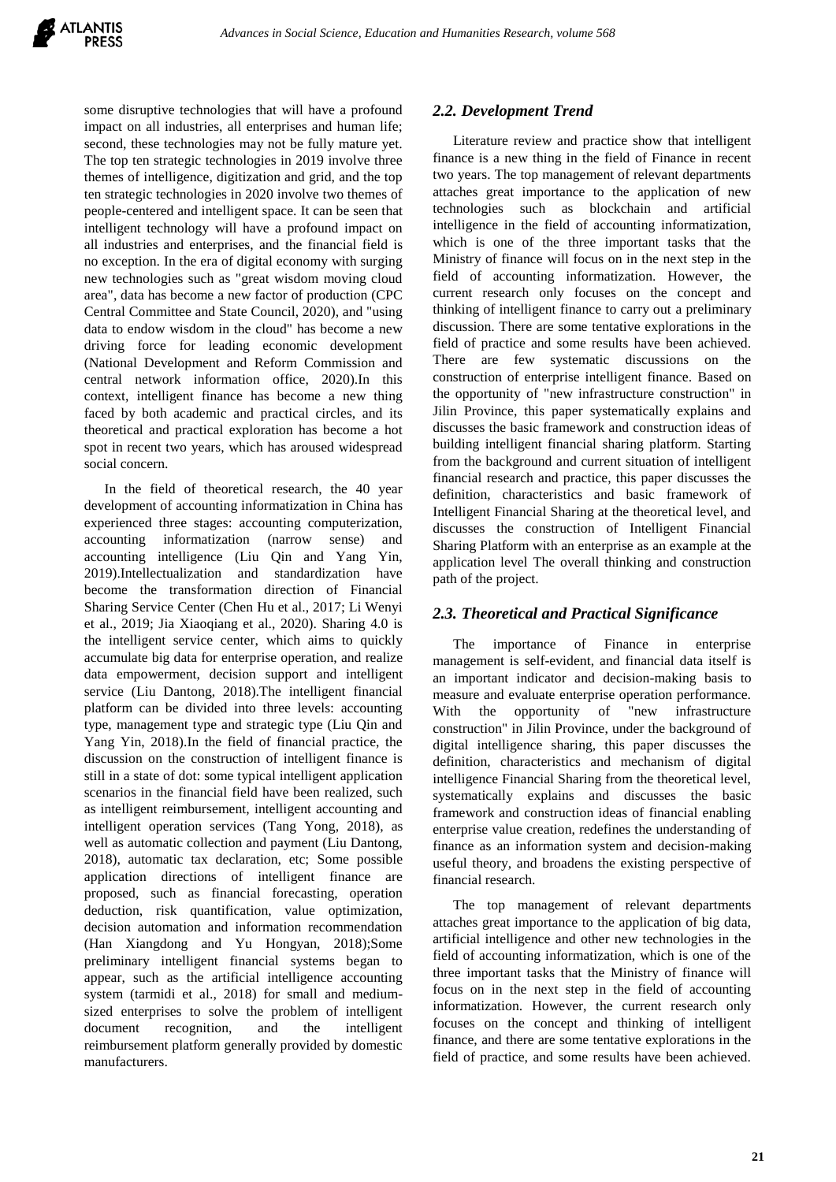some disruptive technologies that will have a profound impact on all industries, all enterprises and human life; second, these technologies may not be fully mature yet. The top ten strategic technologies in 2019 involve three themes of intelligence, digitization and grid, and the top ten strategic technologies in 2020 involve two themes of people-centered and intelligent space. It can be seen that intelligent technology will have a profound impact on all industries and enterprises, and the financial field is no exception. In the era of digital economy with surging new technologies such as "great wisdom moving cloud area", data has become a new factor of production (CPC Central Committee and State Council, 2020), and "using data to endow wisdom in the cloud" has become a new driving force for leading economic development (National Development and Reform Commission and central network information office, 2020).In this context, intelligent finance has become a new thing faced by both academic and practical circles, and its theoretical and practical exploration has become a hot spot in recent two years, which has aroused widespread social concern.

In the field of theoretical research, the 40 year development of accounting informatization in China has experienced three stages: accounting computerization, accounting informatization (narrow sense) and accounting intelligence (Liu Qin and Yang Yin, 2019).Intellectualization and standardization have become the transformation direction of Financial Sharing Service Center (Chen Hu et al., 2017; Li Wenyi et al., 2019; Jia Xiaoqiang et al., 2020). Sharing 4.0 is the intelligent service center, which aims to quickly accumulate big data for enterprise operation, and realize data empowerment, decision support and intelligent service (Liu Dantong, 2018).The intelligent financial platform can be divided into three levels: accounting type, management type and strategic type (Liu Qin and Yang Yin, 2018).In the field of financial practice, the discussion on the construction of intelligent finance is still in a state of dot: some typical intelligent application scenarios in the financial field have been realized, such as intelligent reimbursement, intelligent accounting and intelligent operation services (Tang Yong, 2018), as well as automatic collection and payment (Liu Dantong, 2018), automatic tax declaration, etc; Some possible application directions of intelligent finance are proposed, such as financial forecasting, operation deduction, risk quantification, value optimization, decision automation and information recommendation (Han Xiangdong and Yu Hongyan, 2018);Some preliminary intelligent financial systems began to appear, such as the artificial intelligence accounting system (tarmidi et al., 2018) for small and medium-sized enterprises to solve the problem of intelligent document recognition, and the intelligent reimbursement platform generally provided by domestic manufacturers.

## 2.2. Development Trend

Literature review and practice show that intelligent finance is a new thing in the field of Finance in recent two years. The top management of relevant departments attaches great importance to the application of new technologies such as blockchain and artificial intelligence in the field of accounting informatization, which is one of the three important tasks that the Ministry of finance will focus on in the next step in the field of accounting informatization. However, the current research only focuses on the concept and thinking of intelligent finance to carry out a preliminary discussion. There are some tentative explorations in the field of practice and some results have been achieved. There are few systematic discussions on the construction of enterprise intelligent finance. Based on the opportunity of "new infrastructure construction" in Jilin Province, this paper systematically explains and discusses the basic framework and construction ideas of building intelligent financial sharing platform. Starting from the background and current situation of intelligent financial research and practice, this paper discusses the definition, characteristics and basic framework of Intelligent Financial Sharing at the theoretical level, and discusses the construction of Intelligent Financial Sharing Platform with an enterprise as an example at the application level The overall thinking and construction path of the project.

## 2.3. Theoretical and Practical Significance

The importance of Finance in enterprise management is self-evident, and financial data itself is an important indicator and decision-making basis to measure and evaluate enterprise operation performance. With the opportunity of "new infrastructure construction" in Jilin Province, under the background of digital intelligence sharing, this paper discusses the definition, characteristics and mechanism of digital intelligence Financial Sharing from the theoretical level, systematically explains and discusses the basic framework and construction ideas of financial enabling enterprise value creation, redefines the understanding of finance as an information system and decision-making useful theory, and broadens the existing perspective of financial research.

The top management of relevant departments attaches great importance to the application of big data, artificial intelligence and other new technologies in the field of accounting informatization, which is one of the three important tasks that the Ministry of finance will focus on in the next step in the field of accounting informatization. However, the current research only focuses on the concept and thinking of intelligent finance, and there are some tentative explorations in the field of practice, and some results have been achieved.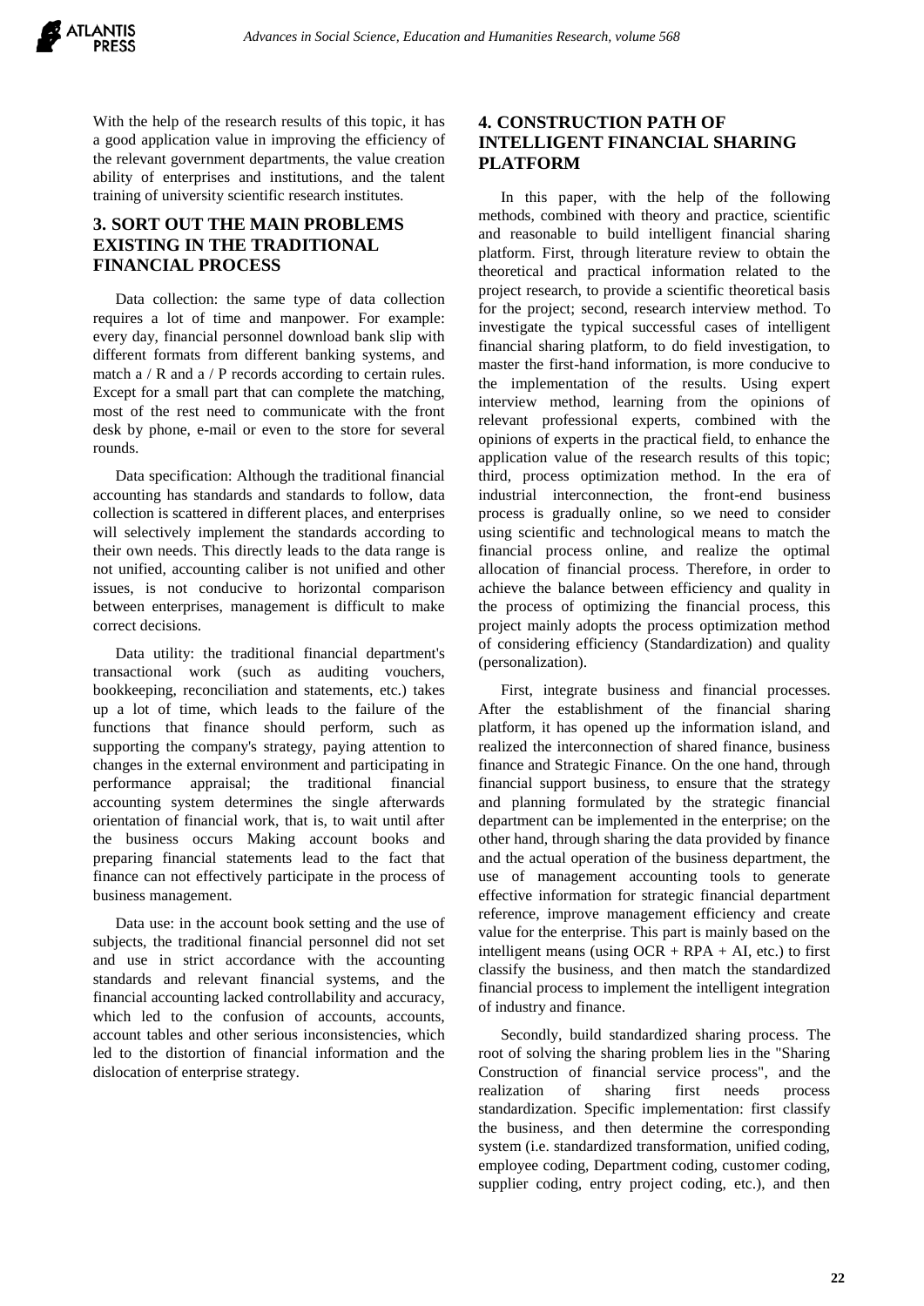With the help of the research results of this topic, it has a good application value in improving the efficiency of the relevant government departments, the value creation ability of enterprises and institutions, and the talent training of university scientific research institutes.

## 3. SORT OUT THE MAIN PROBLEMS EXISTING IN THE TRADITIONAL FINANCIAL PROCESS

Data collection: the same type of data collection requires a lot of time and manpower. For example: every day, financial personnel download bank slip with different formats from different banking systems, and match a / R and a / P records according to certain rules. Except for a small part that can complete the matching, most of the rest need to communicate with the front desk by phone, e-mail or even to the store for several rounds.

Data specification: Although the traditional financial accounting has standards and standards to follow, data collection is scattered in different places, and enterprises will selectively implement the standards according to their own needs. This directly leads to the data range is not unified, accounting caliber is not unified and other issues, is not conducive to horizontal comparison between enterprises, management is difficult to make correct decisions.

Data utility: the traditional financial department's transactional work (such as auditing vouchers, bookkeeping, reconciliation and statements, etc.) takes up a lot of time, which leads to the failure of the functions that finance should perform, such as supporting the company's strategy, paying attention to changes in the external environment and participating in performance appraisal; the traditional financial accounting system determines the single afterwards orientation of financial work, that is, to wait until after the business occurs Making account books and preparing financial statements lead to the fact that finance can not effectively participate in the process of business management.

Data use: in the account book setting and the use of subjects, the traditional financial personnel did not set and use in strict accordance with the accounting standards and relevant financial systems, and the financial accounting lacked controllability and accuracy, which led to the confusion of accounts, accounts, account tables and other serious inconsistencies, which led to the distortion of financial information and the dislocation of enterprise strategy.

## 4. CONSTRUCTION PATH OF INTELLIGENT FINANCIAL SHARING PLATFORM

In this paper, with the help of the following methods, combined with theory and practice, scientific and reasonable to build intelligent financial sharing platform. First, through literature review to obtain the theoretical and practical information related to the project research, to provide a scientific theoretical basis for the project; second, research interview method. To investigate the typical successful cases of intelligent financial sharing platform, to do field investigation, to master the first-hand information, is more conducive to the implementation of the results. Using expert interview method, learning from the opinions of relevant professional experts, combined with the opinions of experts in the practical field, to enhance the application value of the research results of this topic; third, process optimization method. In the era of industrial interconnection, the front-end business process is gradually online, so we need to consider using scientific and technological means to match the financial process online, and realize the optimal allocation of financial process. Therefore, in order to achieve the balance between efficiency and quality in the process of optimizing the financial process, this project mainly adopts the process optimization method of considering efficiency (Standardization) and quality (personalization).

First, integrate business and financial processes. After the establishment of the financial sharing platform, it has opened up the information island, and realized the interconnection of shared finance, business finance and Strategic Finance. On the one hand, through financial support business, to ensure that the strategy and planning formulated by the strategic financial department can be implemented in the enterprise; on the other hand, through sharing the data provided by finance and the actual operation of the business department, the use of management accounting tools to generate effective information for strategic financial department reference, improve management efficiency and create value for the enterprise. This part is mainly based on the intelligent means (using OCR + RPA + AI, etc.) to first classify the business, and then match the standardized financial process to implement the intelligent integration of industry and finance.

Secondly, build standardized sharing process. The root of solving the sharing problem lies in the "Sharing Construction of financial service process", and the realization of sharing first needs process standardization. Specific implementation: first classify the business, and then determine the corresponding system (i.e. standardized transformation, unified coding, employee coding, Department coding, customer coding, supplier coding, entry project coding, etc.), and then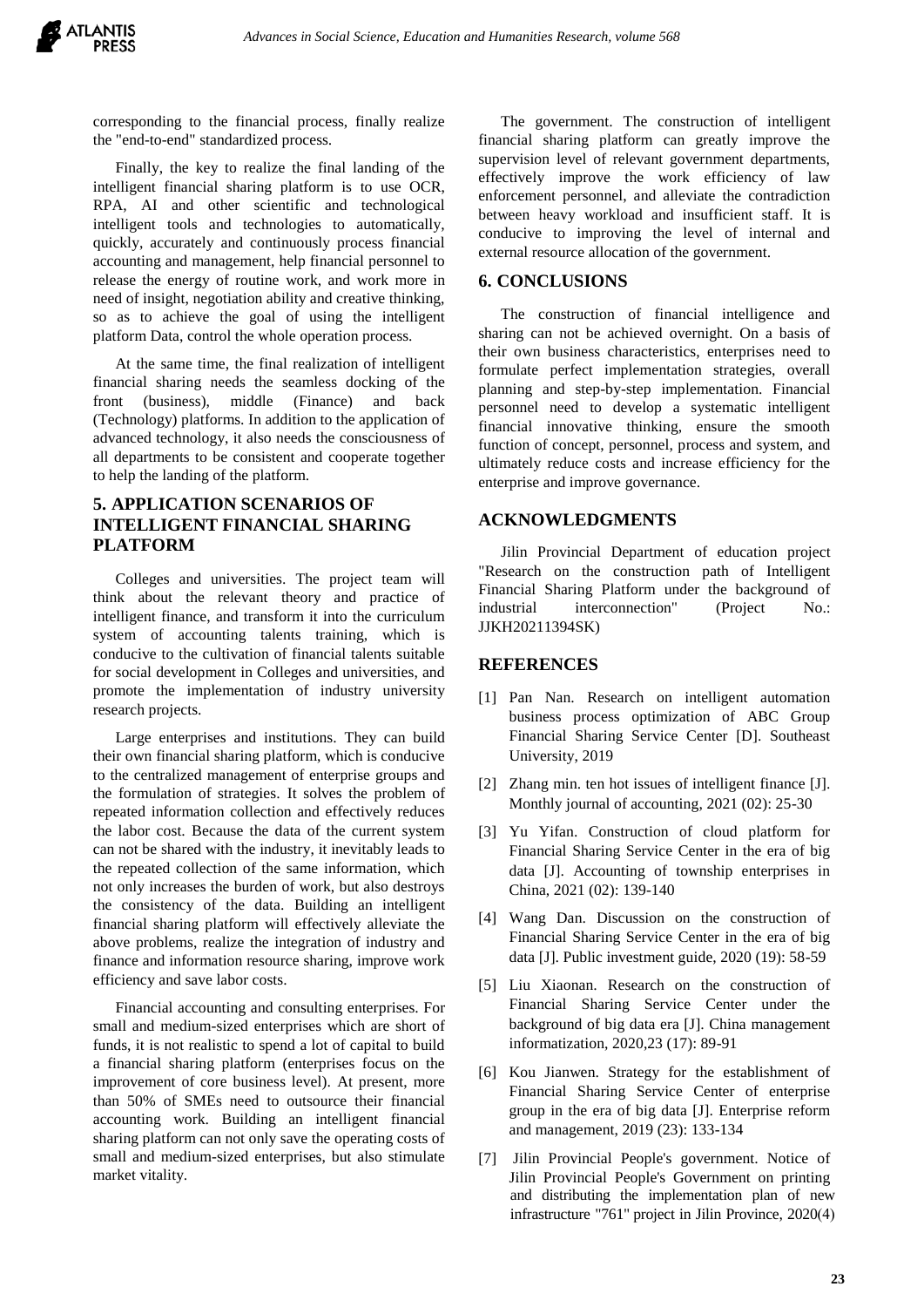corresponding to the financial process, finally realize the "end-to-end" standardized process.

Finally, the key to realize the final landing of the intelligent financial sharing platform is to use OCR, RPA, AI and other scientific and technological intelligent tools and technologies to automatically, quickly, accurately and continuously process financial accounting and management, help financial personnel to release the energy of routine work, and work more in need of insight, negotiation ability and creative thinking, so as to achieve the goal of using the intelligent platform Data, control the whole operation process.

At the same time, the final realization of intelligent financial sharing needs the seamless docking of the front (business), middle (Finance) and back (Technology) platforms. In addition to the application of advanced technology, it also needs the consciousness of all departments to be consistent and cooperate together to help the landing of the platform.

## 5. APPLICATION SCENARIOS OF INTELLIGENT FINANCIAL SHARING PLATFORM

Colleges and universities. The project team will think about the relevant theory and practice of intelligent finance, and transform it into the curriculum system of accounting talents training, which is conducive to the cultivation of financial talents suitable for social development in Colleges and universities, and promote the implementation of industry university research projects.

Large enterprises and institutions. They can build their own financial sharing platform, which is conducive to the centralized management of enterprise groups and the formulation of strategies. It solves the problem of repeated information collection and effectively reduces the labor cost. Because the data of the current system can not be shared with the industry, it inevitably leads to the repeated collection of the same information, which not only increases the burden of work, but also destroys the consistency of the data. Building an intelligent financial sharing platform will effectively alleviate the above problems, realize the integration of industry and finance and information resource sharing, improve work efficiency and save labor costs.

Financial accounting and consulting enterprises. For small and medium-sized enterprises which are short of funds, it is not realistic to spend a lot of capital to build a financial sharing platform (enterprises focus on the improvement of core business level). At present, more than 50% of SMEs need to outsource their financial accounting work. Building an intelligent financial sharing platform can not only save the operating costs of small and medium-sized enterprises, but also stimulate market vitality.

The government. The construction of intelligent financial sharing platform can greatly improve the supervision level of relevant government departments, effectively improve the work efficiency of law enforcement personnel, and alleviate the contradiction between heavy workload and insufficient staff. It is conducive to improving the level of internal and external resource allocation of the government.

## 6. CONCLUSIONS

The construction of financial intelligence and sharing can not be achieved overnight. On a basis of their own business characteristics, enterprises need to formulate perfect implementation strategies, overall planning and step-by-step implementation. Financial personnel need to develop a systematic intelligent financial innovative thinking, ensure the smooth function of concept, personnel, process and system, and ultimately reduce costs and increase efficiency for the enterprise and improve governance.

## ACKNOWLEDGMENTS

Jilin Provincial Department of education project "Research on the construction path of Intelligent Financial Sharing Platform under the background of industrial interconnection" (Project No.: JJKH20211394SK)

## REFERENCES

[1] Pan Nan. Research on intelligent automation business process optimization of ABC Group Financial Sharing Service Center [D]. Southeast University, 2019

[2] Zhang min. ten hot issues of intelligent finance [J]. Monthly journal of accounting, 2021 (02): 25-30

[3] Yu Yifan. Construction of cloud platform for Financial Sharing Service Center in the era of big data [J]. Accounting of township enterprises in China, 2021 (02): 139-140

[4] Wang Dan. Discussion on the construction of Financial Sharing Service Center in the era of big data [J]. Public investment guide, 2020 (19): 58-59

[5] Liu Xiaonan. Research on the construction of Financial Sharing Service Center under the background of big data era [J]. China management informatization, 2020,23 (17): 89-91

[6] Kou Jianwen. Strategy for the establishment of Financial Sharing Service Center of enterprise group in the era of big data [J]. Enterprise reform and management, 2019 (23): 133-134

[7] Jilin Provincial People's government. Notice of Jilin Provincial People's Government on printing and distributing the implementation plan of new infrastructure "761" project in Jilin Province, 2020(4)